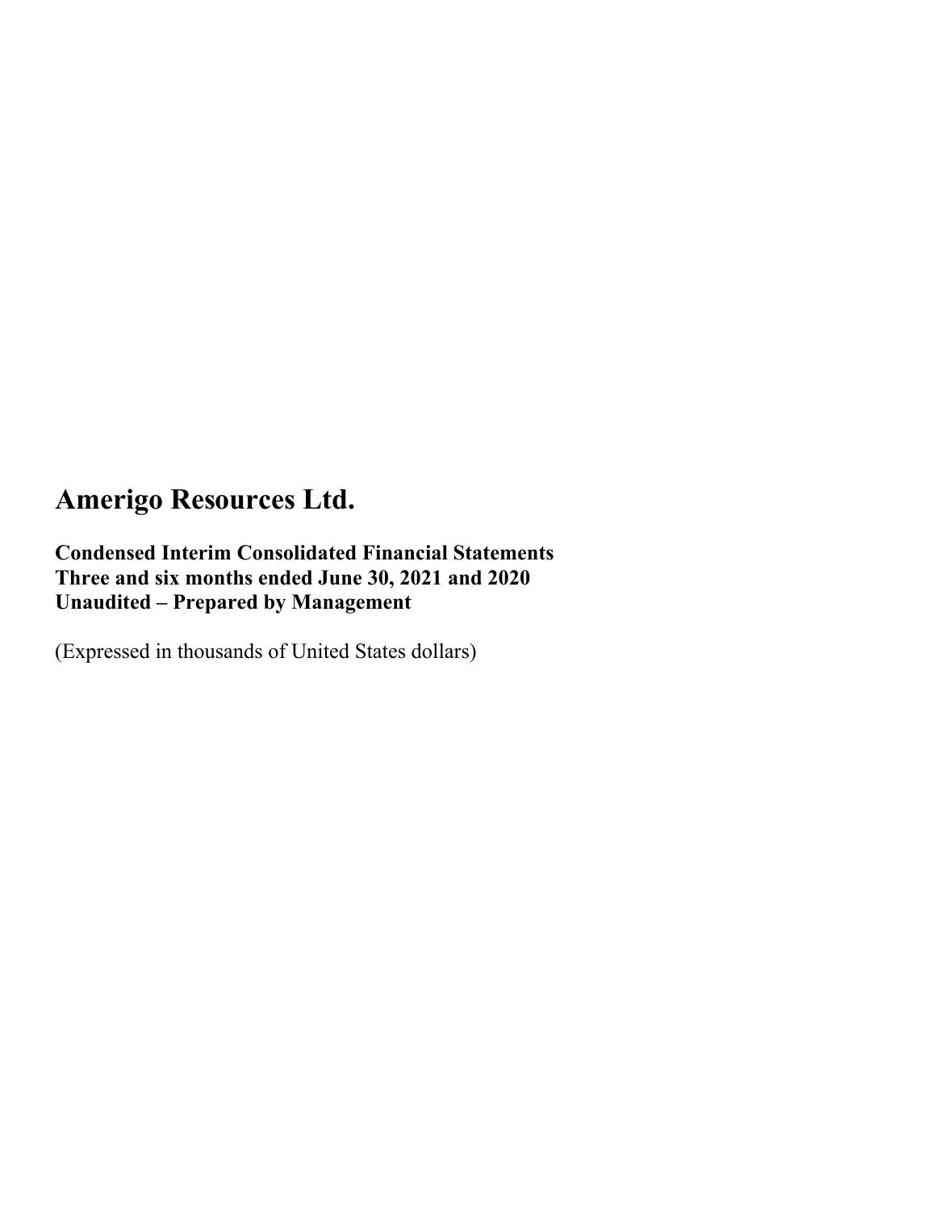# Amerigo Resources Ltd.

**Condensed Interim Consolidated Financial Statements**
**Three and six months ended June 30, 2021 and 2020**
**Unaudited – Prepared by Management**

(Expressed in thousands of United States dollars)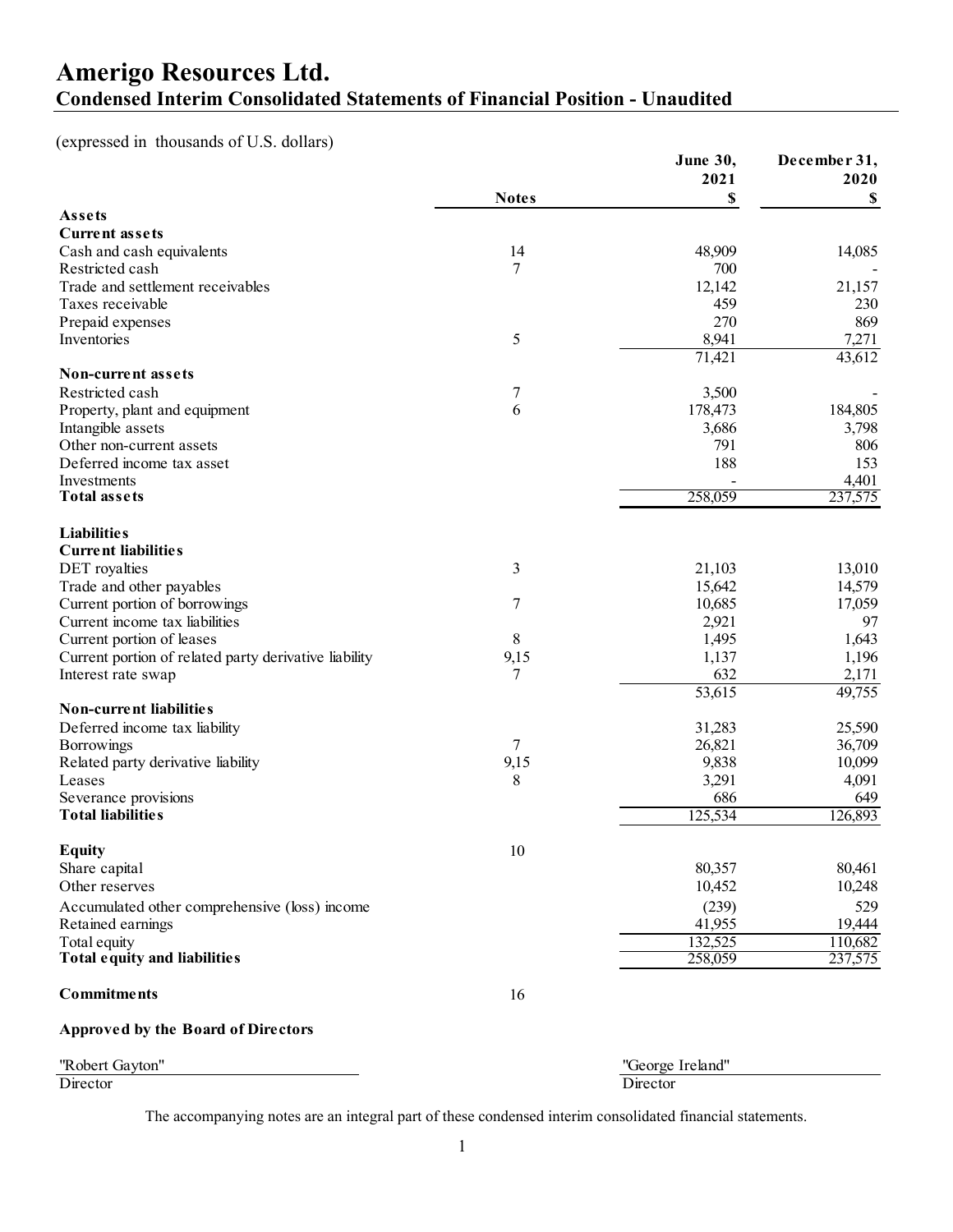# Amerigo Resources Ltd.

## Condensed Interim Consolidated Statements of Financial Position - Unaudited

(expressed in thousands of U.S. dollars)

| | Notes | June 30, 2021 $ | December 31, 2020 $ |
|---|---|---|---|
| **Assets** | | | |
| **Current assets** | | | |
| Cash and cash equivalents | 14 | 48,909 | 14,085 |
| Restricted cash | 7 | 700 | - |
| Trade and settlement receivables | | 12,142 | 21,157 |
| Taxes receivable | | 459 | 230 |
| Prepaid expenses | | 270 | 869 |
| Inventories | 5 | 8,941 | 7,271 |
| | | 71,421 | 43,612 |
| **Non-current assets** | | | |
| Restricted cash | 7 | 3,500 | - |
| Property, plant and equipment | 6 | 178,473 | 184,805 |
| Intangible assets | | 3,686 | 3,798 |
| Other non-current assets | | 791 | 806 |
| Deferred income tax asset | | 188 | 153 |
| Investments | | - | 4,401 |
| **Total assets** | | 258,059 | 237,575 |
| **Liabilities** | | | |
| **Current liabilities** | | | |
| DET royalties | 3 | 21,103 | 13,010 |
| Trade and other payables | | 15,642 | 14,579 |
| Current portion of borrowings | 7 | 10,685 | 17,059 |
| Current income tax liabilities | | 2,921 | 97 |
| Current portion of leases | 8 | 1,495 | 1,643 |
| Current portion of related party derivative liability | 9,15 | 1,137 | 1,196 |
| Interest rate swap | 7 | 632 | 2,171 |
| | | 53,615 | 49,755 |
| **Non-current liabilities** | | | |
| Deferred income tax liability | | 31,283 | 25,590 |
| Borrowings | 7 | 26,821 | 36,709 |
| Related party derivative liability | 9,15 | 9,838 | 10,099 |
| Leases | 8 | 3,291 | 4,091 |
| Severance provisions | | 686 | 649 |
| **Total liabilities** | | 125,534 | 126,893 |
| **Equity** | 10 | | |
| Share capital | | 80,357 | 80,461 |
| Other reserves | | 10,452 | 10,248 |
| Accumulated other comprehensive (loss) income | | (239) | 529 |
| Retained earnings | | 41,955 | 19,444 |
| Total equity | | 132,525 | 110,682 |
| **Total equity and liabilities** | | 258,059 | 237,575 |
| **Commitments** | 16 | | |

**Approved by the Board of Directors**

"Robert Gayton"
Director

"George Ireland"
Director

The accompanying notes are an integral part of these condensed interim consolidated financial statements.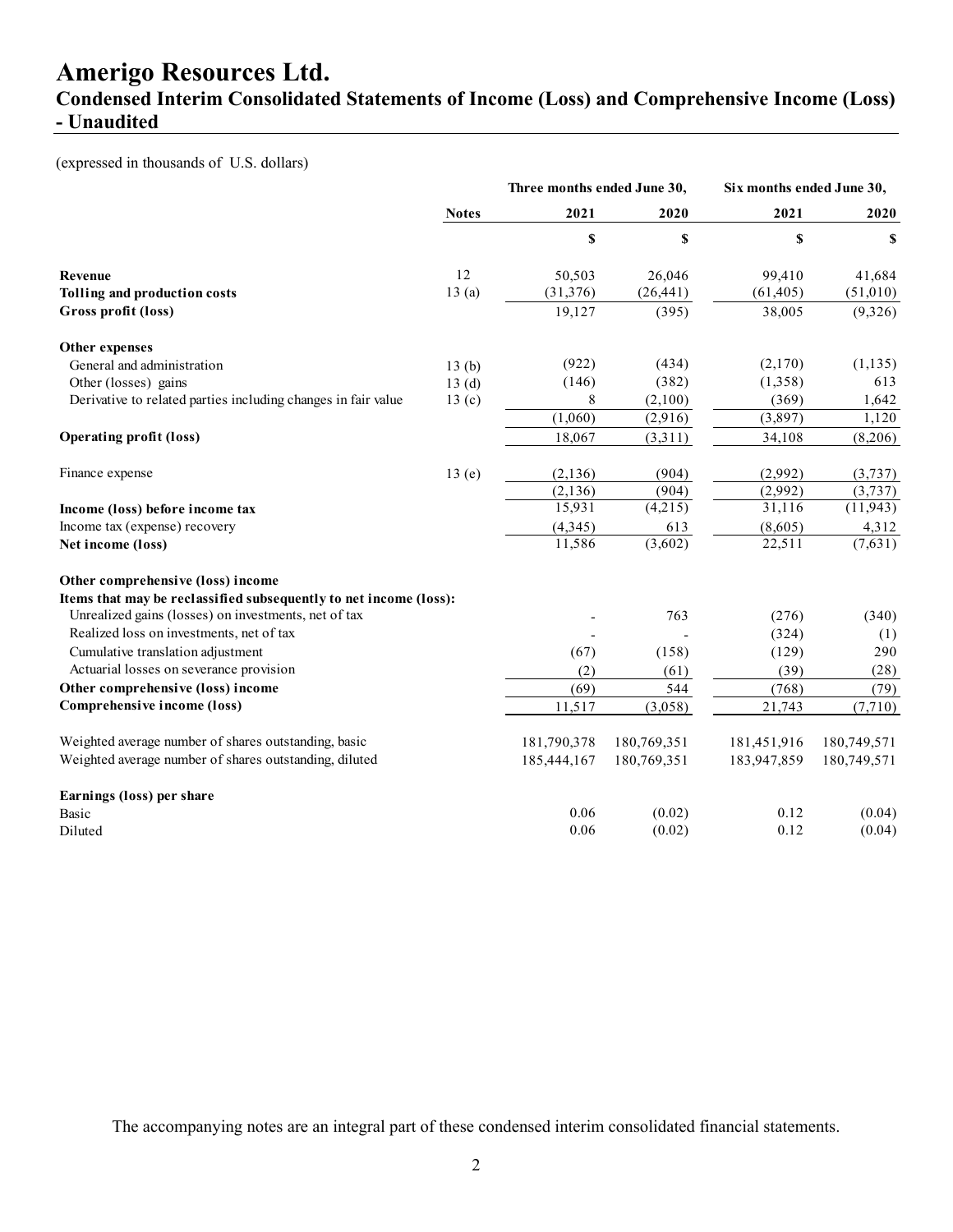# Amerigo Resources Ltd.

## Condensed Interim Consolidated Statements of Income (Loss) and Comprehensive Income (Loss) - Unaudited

(expressed in thousands of U.S. dollars)

| | Notes | Three months ended June 30, 2021 | Three months ended June 30, 2020 | Six months ended June 30, 2021 | Six months ended June 30, 2020 |
|---|---|---|---|---|---|
| | | $ | $ | $ | $ |
| **Revenue** | 12 | 50,503 | 26,046 | 99,410 | 41,684 |
| **Tolling and production costs** | 13 (a) | (31,376) | (26,441) | (61,405) | (51,010) |
| **Gross profit (loss)** | | 19,127 | (395) | 38,005 | (9,326) |
| **Other expenses** | | | | | |
| General and administration | 13 (b) | (922) | (434) | (2,170) | (1,135) |
| Other (losses) gains | 13 (d) | (146) | (382) | (1,358) | 613 |
| Derivative to related parties including changes in fair value | 13 (c) | 8 | (2,100) | (369) | 1,642 |
| | | (1,060) | (2,916) | (3,897) | 1,120 |
| **Operating profit (loss)** | | 18,067 | (3,311) | 34,108 | (8,206) |
| Finance expense | 13 (e) | (2,136) | (904) | (2,992) | (3,737) |
| | | (2,136) | (904) | (2,992) | (3,737) |
| **Income (loss) before income tax** | | 15,931 | (4,215) | 31,116 | (11,943) |
| Income tax (expense) recovery | | (4,345) | 613 | (8,605) | 4,312 |
| **Net income (loss)** | | 11,586 | (3,602) | 22,511 | (7,631) |
| **Other comprehensive (loss) income** | | | | | |
| **Items that may be reclassified subsequently to net income (loss):** | | | | | |
| Unrealized gains (losses) on investments, net of tax | | - | 763 | (276) | (340) |
| Realized loss on investments, net of tax | | - | - | (324) | (1) |
| Cumulative translation adjustment | | (67) | (158) | (129) | 290 |
| Actuarial losses on severance provision | | (2) | (61) | (39) | (28) |
| **Other comprehensive (loss) income** | | (69) | 544 | (768) | (79) |
| **Comprehensive income (loss)** | | 11,517 | (3,058) | 21,743 | (7,710) |
| Weighted average number of shares outstanding, basic | | 181,790,378 | 180,769,351 | 181,451,916 | 180,749,571 |
| Weighted average number of shares outstanding, diluted | | 185,444,167 | 180,769,351 | 183,947,859 | 180,749,571 |
| **Earnings (loss) per share** | | | | | |
| Basic | | 0.06 | (0.02) | 0.12 | (0.04) |
| Diluted | | 0.06 | (0.02) | 0.12 | (0.04) |

The accompanying notes are an integral part of these condensed interim consolidated financial statements.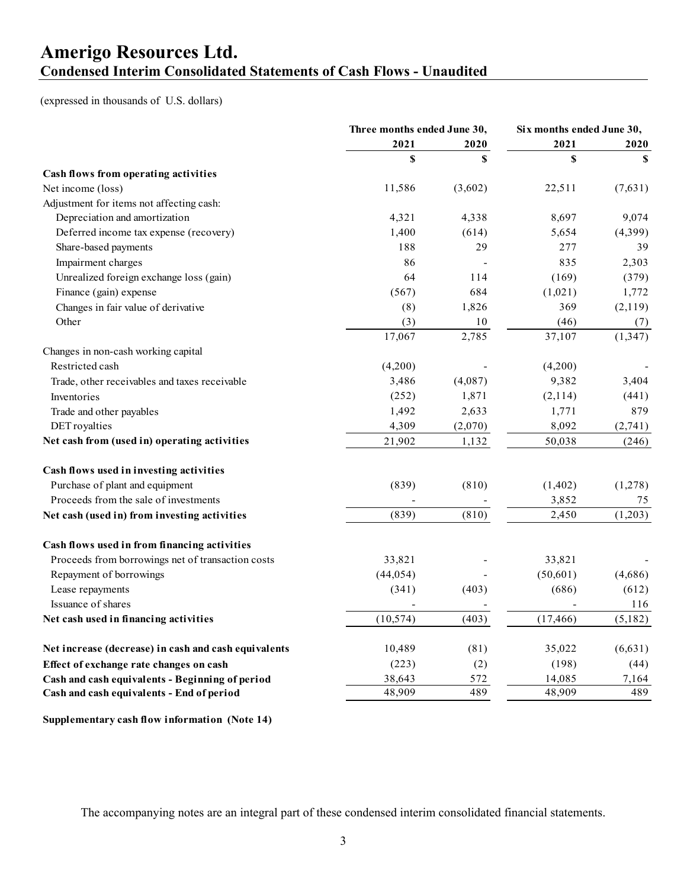# Amerigo Resources Ltd.

## Condensed Interim Consolidated Statements of Cash Flows - Unaudited

(expressed in thousands of U.S. dollars)

| | Three months ended June 30, | | Six months ended June 30, | |
|---|---|---|---|---|
| | 2021 | 2020 | 2021 | 2020 |
| | $ | $ | $ | $ |
| **Cash flows from operating activities** | | | | |
| Net income (loss) | 11,586 | (3,602) | 22,511 | (7,631) |
| Adjustment for items not affecting cash: | | | | |
| Depreciation and amortization | 4,321 | 4,338 | 8,697 | 9,074 |
| Deferred income tax expense (recovery) | 1,400 | (614) | 5,654 | (4,399) |
| Share-based payments | 188 | 29 | 277 | 39 |
| Impairment charges | 86 | - | 835 | 2,303 |
| Unrealized foreign exchange loss (gain) | 64 | 114 | (169) | (379) |
| Finance (gain) expense | (567) | 684 | (1,021) | 1,772 |
| Changes in fair value of derivative | (8) | 1,826 | 369 | (2,119) |
| Other | (3) | 10 | (46) | (7) |
| | 17,067 | 2,785 | 37,107 | (1,347) |
| Changes in non-cash working capital | | | | |
| Restricted cash | (4,200) | - | (4,200) | - |
| Trade, other receivables and taxes receivable | 3,486 | (4,087) | 9,382 | 3,404 |
| Inventories | (252) | 1,871 | (2,114) | (441) |
| Trade and other payables | 1,492 | 2,633 | 1,771 | 879 |
| DET royalties | 4,309 | (2,070) | 8,092 | (2,741) |
| **Net cash from (used in) operating activities** | 21,902 | 1,132 | 50,038 | (246) |
| **Cash flows used in investing activities** | | | | |
| Purchase of plant and equipment | (839) | (810) | (1,402) | (1,278) |
| Proceeds from the sale of investments | - | - | 3,852 | 75 |
| **Net cash (used in) from investing activities** | (839) | (810) | 2,450 | (1,203) |
| **Cash flows used in from financing activities** | | | | |
| Proceeds from borrowings net of transaction costs | 33,821 | - | 33,821 | - |
| Repayment of borrowings | (44,054) | - | (50,601) | (4,686) |
| Lease repayments | (341) | (403) | (686) | (612) |
| Issuance of shares | - | - | - | 116 |
| **Net cash used in financing activities** | (10,574) | (403) | (17,466) | (5,182) |
| **Net increase (decrease) in cash and cash equivalents** | 10,489 | (81) | 35,022 | (6,631) |
| **Effect of exchange rate changes on cash** | (223) | (2) | (198) | (44) |
| **Cash and cash equivalents - Beginning of period** | 38,643 | 572 | 14,085 | 7,164 |
| **Cash and cash equivalents - End of period** | 48,909 | 489 | 48,909 | 489 |

**Supplementary cash flow information (Note 14)**

The accompanying notes are an integral part of these condensed interim consolidated financial statements.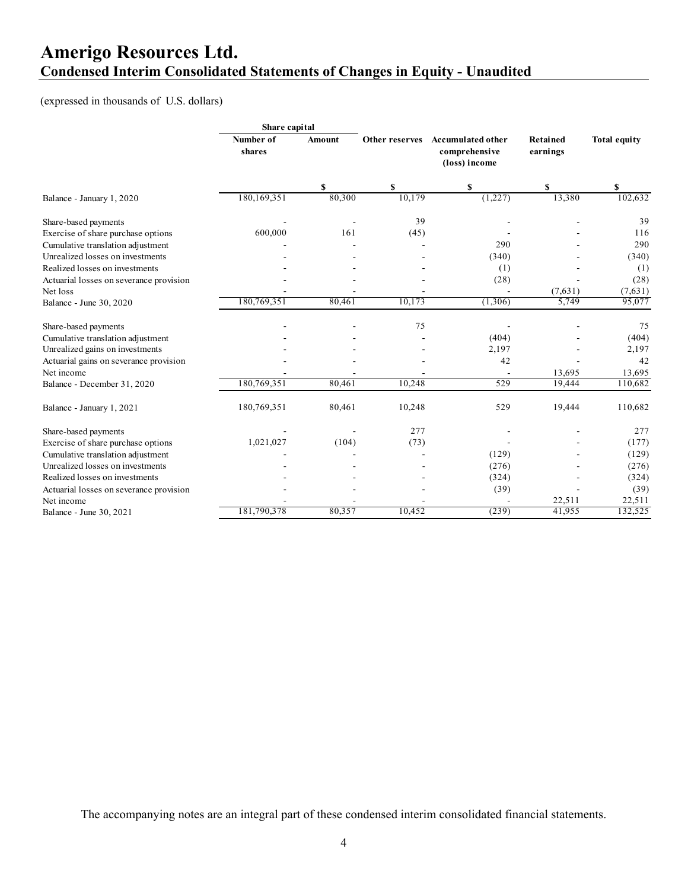# Amerigo Resources Ltd.

## Condensed Interim Consolidated Statements of Changes in Equity - Unaudited

(expressed in thousands of U.S. dollars)

| | Share capital | | | | | |
|---|---|---|---|---|---|---|
| | Number of shares | Amount | Other reserves | Accumulated other comprehensive (loss) income | Retained earnings | Total equity |
| | | $ | $ | $ | $ | $ |
| Balance - January 1, 2020 | 180,169,351 | 80,300 | 10,179 | (1,227) | 13,380 | 102,632 |
| Share-based payments | - | - | 39 | - | - | 39 |
| Exercise of share purchase options | 600,000 | 161 | (45) | - | - | 116 |
| Cumulative translation adjustment | - | - | - | 290 | - | 290 |
| Unrealized losses on investments | - | - | - | (340) | - | (340) |
| Realized losses on investments | - | - | - | (1) | - | (1) |
| Actuarial losses on severance provision | - | - | - | (28) | - | (28) |
| Net loss | - | - | - | - | (7,631) | (7,631) |
| Balance - June 30, 2020 | 180,769,351 | 80,461 | 10,173 | (1,306) | 5,749 | 95,077 |
| Share-based payments | - | - | 75 | - | - | 75 |
| Cumulative translation adjustment | - | - | - | (404) | - | (404) |
| Unrealized gains on investments | - | - | - | 2,197 | - | 2,197 |
| Actuarial gains on severance provision | - | - | - | 42 | - | 42 |
| Net income | - | - | - | - | 13,695 | 13,695 |
| Balance - December 31, 2020 | 180,769,351 | 80,461 | 10,248 | 529 | 19,444 | 110,682 |
| Balance - January 1, 2021 | 180,769,351 | 80,461 | 10,248 | 529 | 19,444 | 110,682 |
| Share-based payments | - | - | 277 | - | - | 277 |
| Exercise of share purchase options | 1,021,027 | (104) | (73) | - | - | (177) |
| Cumulative translation adjustment | - | - | - | (129) | - | (129) |
| Unrealized losses on investments | - | - | - | (276) | - | (276) |
| Realized losses on investments | - | - | - | (324) | - | (324) |
| Actuarial losses on severance provision | - | - | - | (39) | - | (39) |
| Net income | - | - | - | - | 22,511 | 22,511 |
| Balance - June 30, 2021 | 181,790,378 | 80,357 | 10,452 | (239) | 41,955 | 132,525 |

The accompanying notes are an integral part of these condensed interim consolidated financial statements.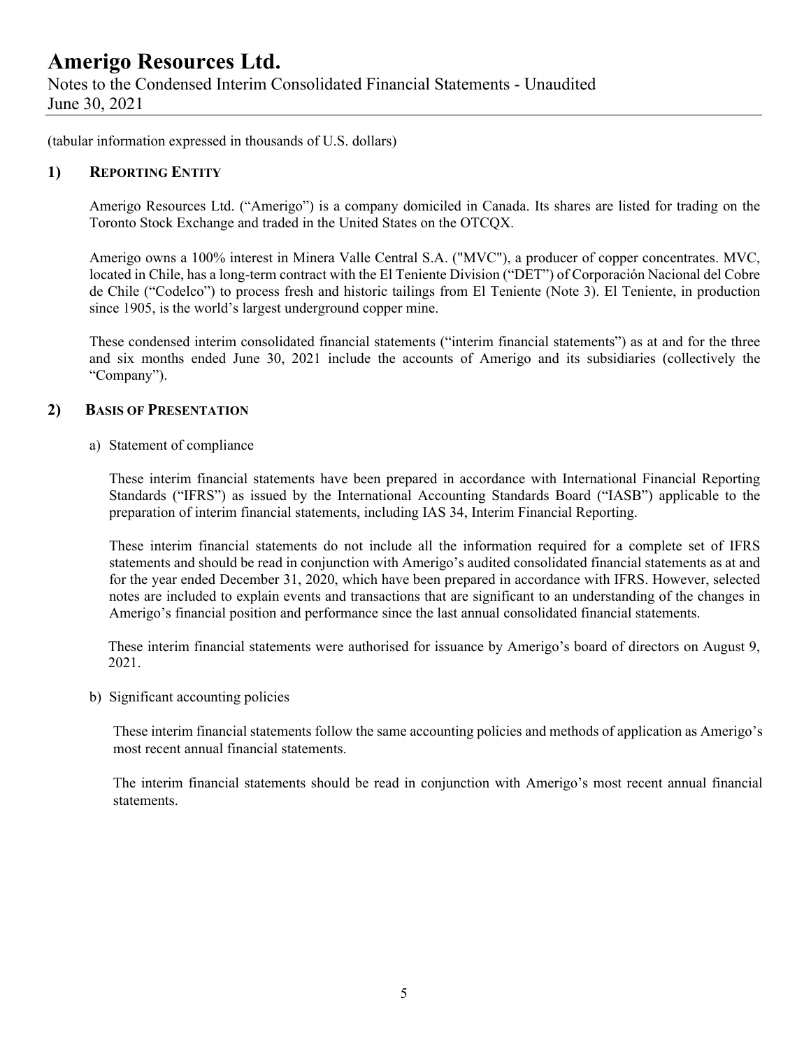(tabular information expressed in thousands of U.S. dollars)

## 1) Reporting Entity

Amerigo Resources Ltd. ("Amerigo") is a company domiciled in Canada. Its shares are listed for trading on the Toronto Stock Exchange and traded in the United States on the OTCQX.

Amerigo owns a 100% interest in Minera Valle Central S.A. ("MVC"), a producer of copper concentrates. MVC, located in Chile, has a long-term contract with the El Teniente Division ("DET") of Corporación Nacional del Cobre de Chile ("Codelco") to process fresh and historic tailings from El Teniente (Note 3). El Teniente, in production since 1905, is the world's largest underground copper mine.

These condensed interim consolidated financial statements ("interim financial statements") as at and for the three and six months ended June 30, 2021 include the accounts of Amerigo and its subsidiaries (collectively the "Company").

## 2) Basis of Presentation

a) Statement of compliance

These interim financial statements have been prepared in accordance with International Financial Reporting Standards ("IFRS") as issued by the International Accounting Standards Board ("IASB") applicable to the preparation of interim financial statements, including IAS 34, Interim Financial Reporting.

These interim financial statements do not include all the information required for a complete set of IFRS statements and should be read in conjunction with Amerigo's audited consolidated financial statements as at and for the year ended December 31, 2020, which have been prepared in accordance with IFRS. However, selected notes are included to explain events and transactions that are significant to an understanding of the changes in Amerigo's financial position and performance since the last annual consolidated financial statements.

These interim financial statements were authorised for issuance by Amerigo's board of directors on August 9, 2021.

b) Significant accounting policies

These interim financial statements follow the same accounting policies and methods of application as Amerigo's most recent annual financial statements.

The interim financial statements should be read in conjunction with Amerigo's most recent annual financial statements.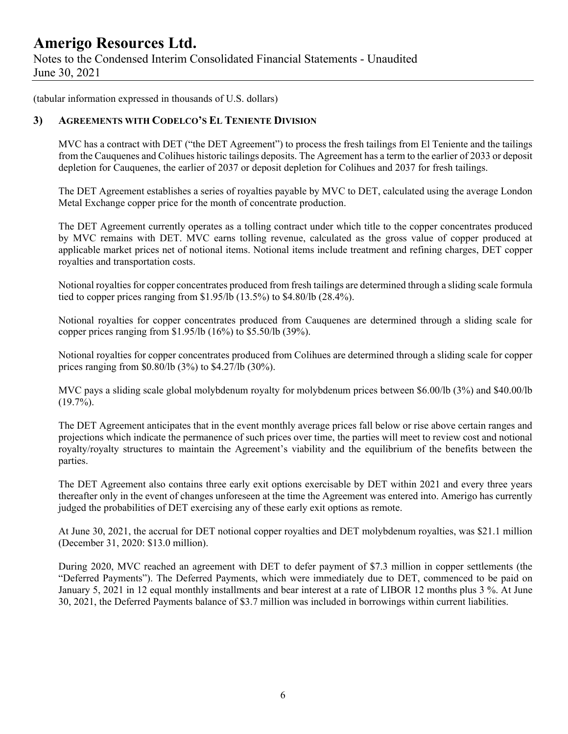(tabular information expressed in thousands of U.S. dollars)

## 3) AGREEMENTS WITH CODELCO'S EL TENIENTE DIVISION

MVC has a contract with DET ("the DET Agreement") to process the fresh tailings from El Teniente and the tailings from the Cauquenes and Colihues historic tailings deposits. The Agreement has a term to the earlier of 2033 or deposit depletion for Cauquenes, the earlier of 2037 or deposit depletion for Colihues and 2037 for fresh tailings.

The DET Agreement establishes a series of royalties payable by MVC to DET, calculated using the average London Metal Exchange copper price for the month of concentrate production.

The DET Agreement currently operates as a tolling contract under which title to the copper concentrates produced by MVC remains with DET. MVC earns tolling revenue, calculated as the gross value of copper produced at applicable market prices net of notional items. Notional items include treatment and refining charges, DET copper royalties and transportation costs.

Notional royalties for copper concentrates produced from fresh tailings are determined through a sliding scale formula tied to copper prices ranging from \$1.95/lb (13.5%) to \$4.80/lb (28.4%).

Notional royalties for copper concentrates produced from Cauquenes are determined through a sliding scale for copper prices ranging from \$1.95/lb (16%) to \$5.50/lb (39%).

Notional royalties for copper concentrates produced from Colihues are determined through a sliding scale for copper prices ranging from \$0.80/lb (3%) to \$4.27/lb (30%).

MVC pays a sliding scale global molybdenum royalty for molybdenum prices between \$6.00/lb (3%) and \$40.00/lb (19.7%).

The DET Agreement anticipates that in the event monthly average prices fall below or rise above certain ranges and projections which indicate the permanence of such prices over time, the parties will meet to review cost and notional royalty/royalty structures to maintain the Agreement's viability and the equilibrium of the benefits between the parties.

The DET Agreement also contains three early exit options exercisable by DET within 2021 and every three years thereafter only in the event of changes unforeseen at the time the Agreement was entered into. Amerigo has currently judged the probabilities of DET exercising any of these early exit options as remote.

At June 30, 2021, the accrual for DET notional copper royalties and DET molybdenum royalties, was \$21.1 million (December 31, 2020: \$13.0 million).

During 2020, MVC reached an agreement with DET to defer payment of \$7.3 million in copper settlements (the "Deferred Payments"). The Deferred Payments, which were immediately due to DET, commenced to be paid on January 5, 2021 in 12 equal monthly installments and bear interest at a rate of LIBOR 12 months plus 3 %. At June 30, 2021, the Deferred Payments balance of \$3.7 million was included in borrowings within current liabilities.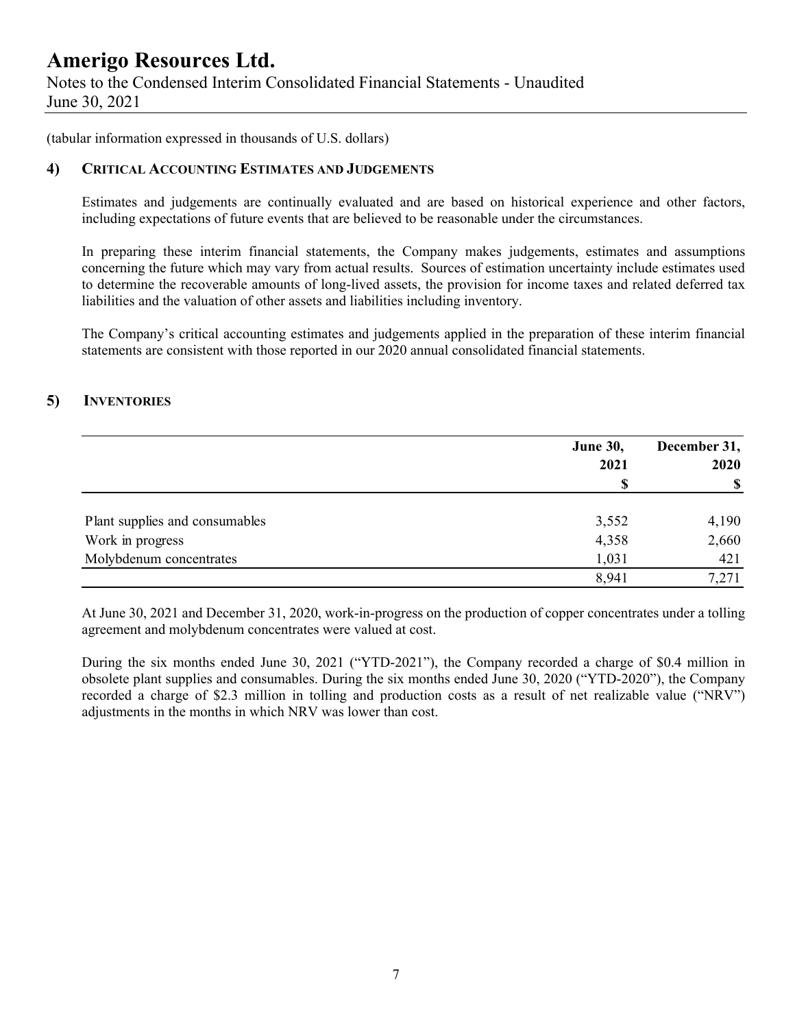(tabular information expressed in thousands of U.S. dollars)

## 4) Critical Accounting Estimates and Judgements

Estimates and judgements are continually evaluated and are based on historical experience and other factors, including expectations of future events that are believed to be reasonable under the circumstances.

In preparing these interim financial statements, the Company makes judgements, estimates and assumptions concerning the future which may vary from actual results. Sources of estimation uncertainty include estimates used to determine the recoverable amounts of long-lived assets, the provision for income taxes and related deferred tax liabilities and the valuation of other assets and liabilities including inventory.

The Company's critical accounting estimates and judgements applied in the preparation of these interim financial statements are consistent with those reported in our 2020 annual consolidated financial statements.

## 5) Inventories

| | June 30, 2021 $ | December 31, 2020 $ |
|---|---|---|
| Plant supplies and consumables | 3,552 | 4,190 |
| Work in progress | 4,358 | 2,660 |
| Molybdenum concentrates | 1,031 | 421 |
| | 8,941 | 7,271 |

At June 30, 2021 and December 31, 2020, work-in-progress on the production of copper concentrates under a tolling agreement and molybdenum concentrates were valued at cost.

During the six months ended June 30, 2021 ("YTD-2021"), the Company recorded a charge of $0.4 million in obsolete plant supplies and consumables. During the six months ended June 30, 2020 ("YTD-2020"), the Company recorded a charge of $2.3 million in tolling and production costs as a result of net realizable value ("NRV") adjustments in the months in which NRV was lower than cost.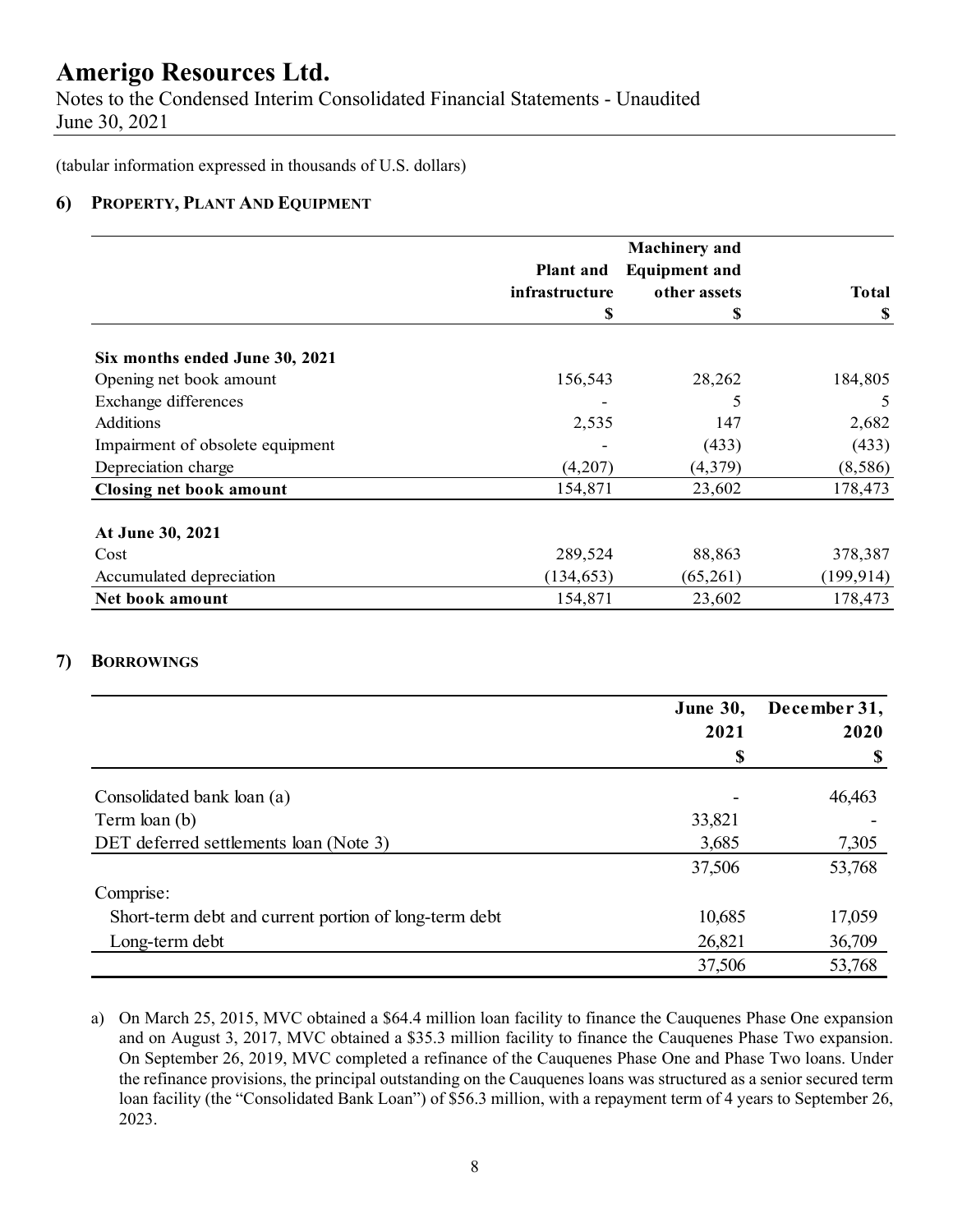(tabular information expressed in thousands of U.S. dollars)

## 6) PROPERTY, PLANT AND EQUIPMENT

| | Plant and infrastructure<br>$ | Machinery and Equipment and other assets<br>$ | Total<br>$ |
|---|---|---|---|
| **Six months ended June 30, 2021** | | | |
| Opening net book amount | 156,543 | 28,262 | 184,805 |
| Exchange differences | - | 5 | 5 |
| Additions | 2,535 | 147 | 2,682 |
| Impairment of obsolete equipment | - | (433) | (433) |
| Depreciation charge | (4,207) | (4,379) | (8,586) |
| **Closing net book amount** | 154,871 | 23,602 | 178,473 |
| | | | |
| **At June 30, 2021** | | | |
| Cost | 289,524 | 88,863 | 378,387 |
| Accumulated depreciation | (134,653) | (65,261) | (199,914) |
| **Net book amount** | 154,871 | 23,602 | 178,473 |

## 7) BORROWINGS

| | June 30, 2021<br>$ | December 31, 2020<br>$ |
|---|---|---|
| Consolidated bank loan (a) | - | 46,463 |
| Term loan (b) | 33,821 | - |
| DET deferred settlements loan (Note 3) | 3,685 | 7,305 |
| | 37,506 | 53,768 |
| Comprise: | | |
| Short-term debt and current portion of long-term debt | 10,685 | 17,059 |
| Long-term debt | 26,821 | 36,709 |
| | 37,506 | 53,768 |

a) On March 25, 2015, MVC obtained a $64.4 million loan facility to finance the Cauquenes Phase One expansion and on August 3, 2017, MVC obtained a $35.3 million facility to finance the Cauquenes Phase Two expansion. On September 26, 2019, MVC completed a refinance of the Cauquenes Phase One and Phase Two loans. Under the refinance provisions, the principal outstanding on the Cauquenes loans was structured as a senior secured term loan facility (the "Consolidated Bank Loan") of $56.3 million, with a repayment term of 4 years to September 26, 2023.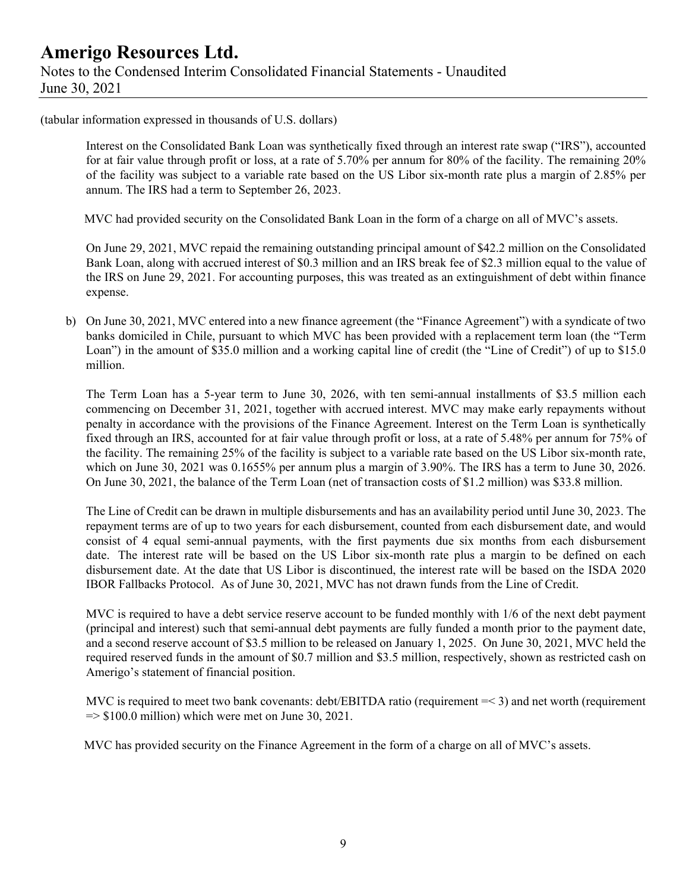(tabular information expressed in thousands of U.S. dollars)

Interest on the Consolidated Bank Loan was synthetically fixed through an interest rate swap ("IRS"), accounted for at fair value through profit or loss, at a rate of 5.70% per annum for 80% of the facility. The remaining 20% of the facility was subject to a variable rate based on the US Libor six-month rate plus a margin of 2.85% per annum. The IRS had a term to September 26, 2023.

MVC had provided security on the Consolidated Bank Loan in the form of a charge on all of MVC's assets.

On June 29, 2021, MVC repaid the remaining outstanding principal amount of $42.2 million on the Consolidated Bank Loan, along with accrued interest of $0.3 million and an IRS break fee of $2.3 million equal to the value of the IRS on June 29, 2021. For accounting purposes, this was treated as an extinguishment of debt within finance expense.

b) On June 30, 2021, MVC entered into a new finance agreement (the "Finance Agreement") with a syndicate of two banks domiciled in Chile, pursuant to which MVC has been provided with a replacement term loan (the "Term Loan") in the amount of $35.0 million and a working capital line of credit (the "Line of Credit") of up to $15.0 million.

The Term Loan has a 5-year term to June 30, 2026, with ten semi-annual installments of $3.5 million each commencing on December 31, 2021, together with accrued interest. MVC may make early repayments without penalty in accordance with the provisions of the Finance Agreement. Interest on the Term Loan is synthetically fixed through an IRS, accounted for at fair value through profit or loss, at a rate of 5.48% per annum for 75% of the facility. The remaining 25% of the facility is subject to a variable rate based on the US Libor six-month rate, which on June 30, 2021 was 0.1655% per annum plus a margin of 3.90%. The IRS has a term to June 30, 2026. On June 30, 2021, the balance of the Term Loan (net of transaction costs of $1.2 million) was $33.8 million.

The Line of Credit can be drawn in multiple disbursements and has an availability period until June 30, 2023. The repayment terms are of up to two years for each disbursement, counted from each disbursement date, and would consist of 4 equal semi-annual payments, with the first payments due six months from each disbursement date. The interest rate will be based on the US Libor six-month rate plus a margin to be defined on each disbursement date. At the date that US Libor is discontinued, the interest rate will be based on the ISDA 2020 IBOR Fallbacks Protocol. As of June 30, 2021, MVC has not drawn funds from the Line of Credit.

MVC is required to have a debt service reserve account to be funded monthly with 1/6 of the next debt payment (principal and interest) such that semi-annual debt payments are fully funded a month prior to the payment date, and a second reserve account of $3.5 million to be released on January 1, 2025. On June 30, 2021, MVC held the required reserved funds in the amount of $0.7 million and $3.5 million, respectively, shown as restricted cash on Amerigo's statement of financial position.

MVC is required to meet two bank covenants: debt/EBITDA ratio (requirement =< 3) and net worth (requirement => $100.0 million) which were met on June 30, 2021.

MVC has provided security on the Finance Agreement in the form of a charge on all of MVC's assets.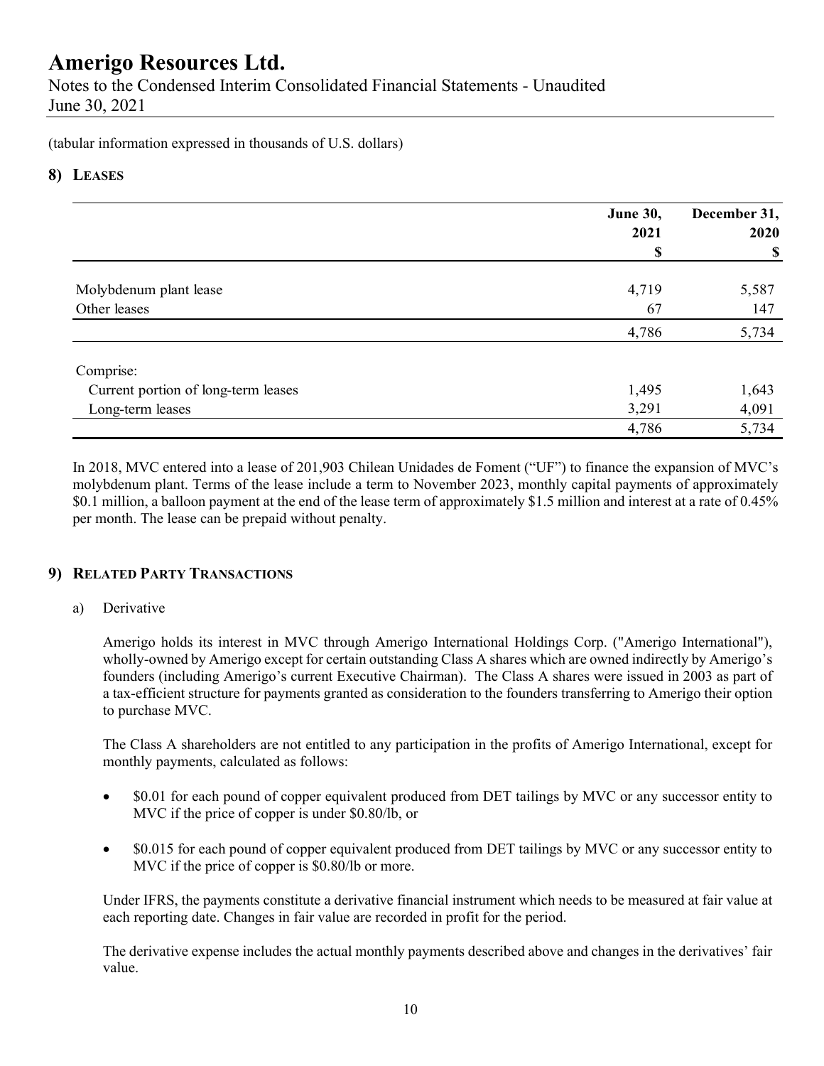(tabular information expressed in thousands of U.S. dollars)

## 8) LEASES

| | June 30, 2021 $ | December 31, 2020 $ |
|---|---|---|
| Molybdenum plant lease | 4,719 | 5,587 |
| Other leases | 67 | 147 |
| | 4,786 | 5,734 |
| Comprise: | | |
| Current portion of long-term leases | 1,495 | 1,643 |
| Long-term leases | 3,291 | 4,091 |
| | 4,786 | 5,734 |

In 2018, MVC entered into a lease of 201,903 Chilean Unidades de Foment ("UF") to finance the expansion of MVC's molybdenum plant. Terms of the lease include a term to November 2023, monthly capital payments of approximately $0.1 million, a balloon payment at the end of the lease term of approximately $1.5 million and interest at a rate of 0.45% per month. The lease can be prepaid without penalty.

## 9) RELATED PARTY TRANSACTIONS

a) Derivative

Amerigo holds its interest in MVC through Amerigo International Holdings Corp. ("Amerigo International"), wholly-owned by Amerigo except for certain outstanding Class A shares which are owned indirectly by Amerigo's founders (including Amerigo's current Executive Chairman). The Class A shares were issued in 2003 as part of a tax-efficient structure for payments granted as consideration to the founders transferring to Amerigo their option to purchase MVC.

The Class A shareholders are not entitled to any participation in the profits of Amerigo International, except for monthly payments, calculated as follows:

- $0.01 for each pound of copper equivalent produced from DET tailings by MVC or any successor entity to MVC if the price of copper is under $0.80/lb, or
- $0.015 for each pound of copper equivalent produced from DET tailings by MVC or any successor entity to MVC if the price of copper is $0.80/lb or more.

Under IFRS, the payments constitute a derivative financial instrument which needs to be measured at fair value at each reporting date. Changes in fair value are recorded in profit for the period.

The derivative expense includes the actual monthly payments described above and changes in the derivatives' fair value.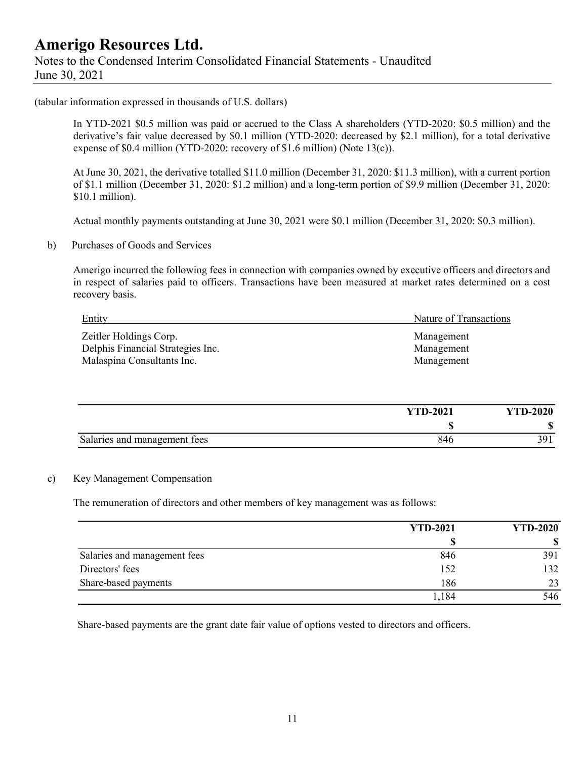(tabular information expressed in thousands of U.S. dollars)

In YTD-2021 \$0.5 million was paid or accrued to the Class A shareholders (YTD-2020: \$0.5 million) and the derivative's fair value decreased by \$0.1 million (YTD-2020: decreased by \$2.1 million), for a total derivative expense of \$0.4 million (YTD-2020: recovery of \$1.6 million) (Note 13(c)).

At June 30, 2021, the derivative totalled \$11.0 million (December 31, 2020: \$11.3 million), with a current portion of \$1.1 million (December 31, 2020: \$1.2 million) and a long-term portion of \$9.9 million (December 31, 2020: \$10.1 million).

Actual monthly payments outstanding at June 30, 2021 were \$0.1 million (December 31, 2020: \$0.3 million).

b) Purchases of Goods and Services

Amerigo incurred the following fees in connection with companies owned by executive officers and directors and in respect of salaries paid to officers. Transactions have been measured at market rates determined on a cost recovery basis.

| Entity | Nature of Transactions |
|---|---|
| Zeitler Holdings Corp. | Management |
| Delphis Financial Strategies Inc. | Management |
| Malaspina Consultants Inc. | Management |

| | **YTD-2021** | **YTD-2020** |
|---|---|---|
| | **\$** | **\$** |
| Salaries and management fees | 846 | 391 |

c) Key Management Compensation

The remuneration of directors and other members of key management was as follows:

| | **YTD-2021** | **YTD-2020** |
|---|---|---|
| | **\$** | **\$** |
| Salaries and management fees | 846 | 391 |
| Directors' fees | 152 | 132 |
| Share-based payments | 186 | 23 |
| | 1,184 | 546 |

Share-based payments are the grant date fair value of options vested to directors and officers.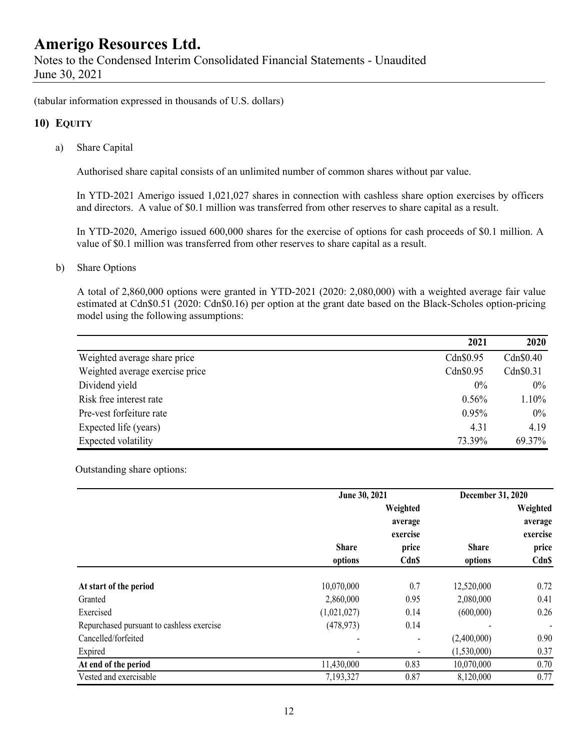(tabular information expressed in thousands of U.S. dollars)

## 10) EQUITY

a) Share Capital

Authorised share capital consists of an unlimited number of common shares without par value.

In YTD-2021 Amerigo issued 1,021,027 shares in connection with cashless share option exercises by officers and directors. A value of $0.1 million was transferred from other reserves to share capital as a result.

In YTD-2020, Amerigo issued 600,000 shares for the exercise of options for cash proceeds of $0.1 million. A value of $0.1 million was transferred from other reserves to share capital as a result.

b) Share Options

A total of 2,860,000 options were granted in YTD-2021 (2020: 2,080,000) with a weighted average fair value estimated at Cdn$0.51 (2020: Cdn$0.16) per option at the grant date based on the Black-Scholes option-pricing model using the following assumptions:

| | 2021 | 2020 |
|---|---|---|
| Weighted average share price | Cdn$0.95 | Cdn$0.40 |
| Weighted average exercise price | Cdn$0.95 | Cdn$0.31 |
| Dividend yield | 0% | 0% |
| Risk free interest rate | 0.56% | 1.10% |
| Pre-vest forfeiture rate | 0.95% | 0% |
| Expected life (years) | 4.31 | 4.19 |
| Expected volatility | 73.39% | 69.37% |

Outstanding share options:

| | June 30, 2021 | | December 31, 2020 | |
|---|---|---|---|---|
| | Share options | Weighted average exercise price Cdn$ | Share options | Weighted average exercise price Cdn$ |
| **At start of the period** | 10,070,000 | 0.7 | 12,520,000 | 0.72 |
| Granted | 2,860,000 | 0.95 | 2,080,000 | 0.41 |
| Exercised | (1,021,027) | 0.14 | (600,000) | 0.26 |
| Repurchased pursuant to cashless exercise | (478,973) | 0.14 | - | - |
| Cancelled/forfeited | - | - | (2,400,000) | 0.90 |
| Expired | - | - | (1,530,000) | 0.37 |
| **At end of the period** | 11,430,000 | 0.83 | 10,070,000 | 0.70 |
| Vested and exercisable | 7,193,327 | 0.87 | 8,120,000 | 0.77 |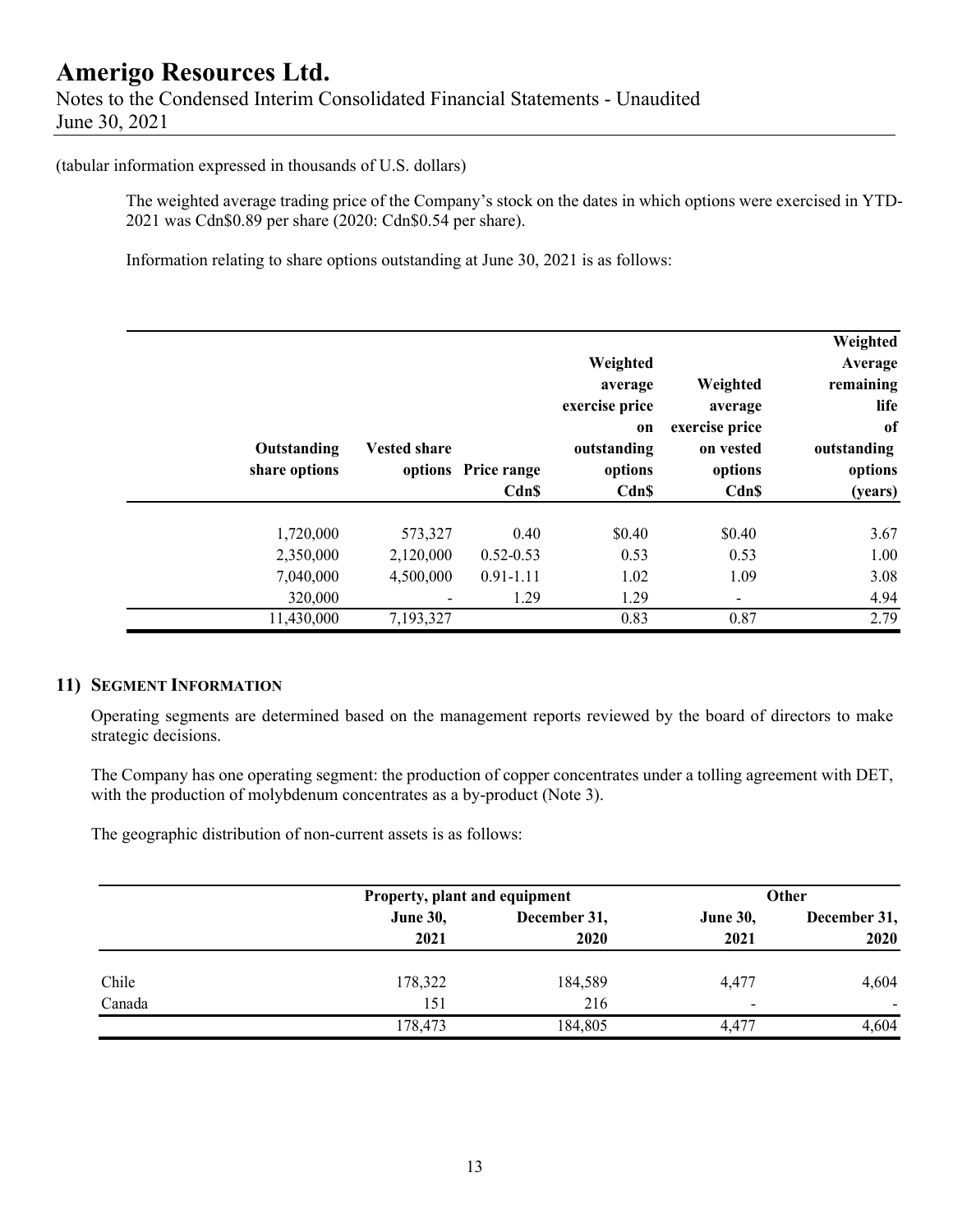(tabular information expressed in thousands of U.S. dollars)

The weighted average trading price of the Company's stock on the dates in which options were exercised in YTD-2021 was Cdn$0.89 per share (2020: Cdn$0.54 per share).

Information relating to share options outstanding at June 30, 2021 is as follows:

| Outstanding share options | Vested share options | Price range Cdn$ | Weighted average exercise price on outstanding options Cdn$ | Weighted average exercise price on vested options Cdn$ | Weighted Average remaining life of outstanding options (years) |
|---|---|---|---|---|---|
| 1,720,000 | 573,327 | 0.40 | $0.40 | $0.40 | 3.67 |
| 2,350,000 | 2,120,000 | 0.52-0.53 | 0.53 | 0.53 | 1.00 |
| 7,040,000 | 4,500,000 | 0.91-1.11 | 1.02 | 1.09 | 3.08 |
| 320,000 | - | 1.29 | 1.29 | - | 4.94 |
| 11,430,000 | 7,193,327 | | 0.83 | 0.87 | 2.79 |

## 11) Segment Information

Operating segments are determined based on the management reports reviewed by the board of directors to make strategic decisions.

The Company has one operating segment: the production of copper concentrates under a tolling agreement with DET, with the production of molybdenum concentrates as a by-product (Note 3).

The geographic distribution of non-current assets is as follows:

| | Property, plant and equipment | | Other | |
|---|---|---|---|---|
| | June 30, 2021 | December 31, 2020 | June 30, 2021 | December 31, 2020 |
| Chile | 178,322 | 184,589 | 4,477 | 4,604 |
| Canada | 151 | 216 | - | - |
| | 178,473 | 184,805 | 4,477 | 4,604 |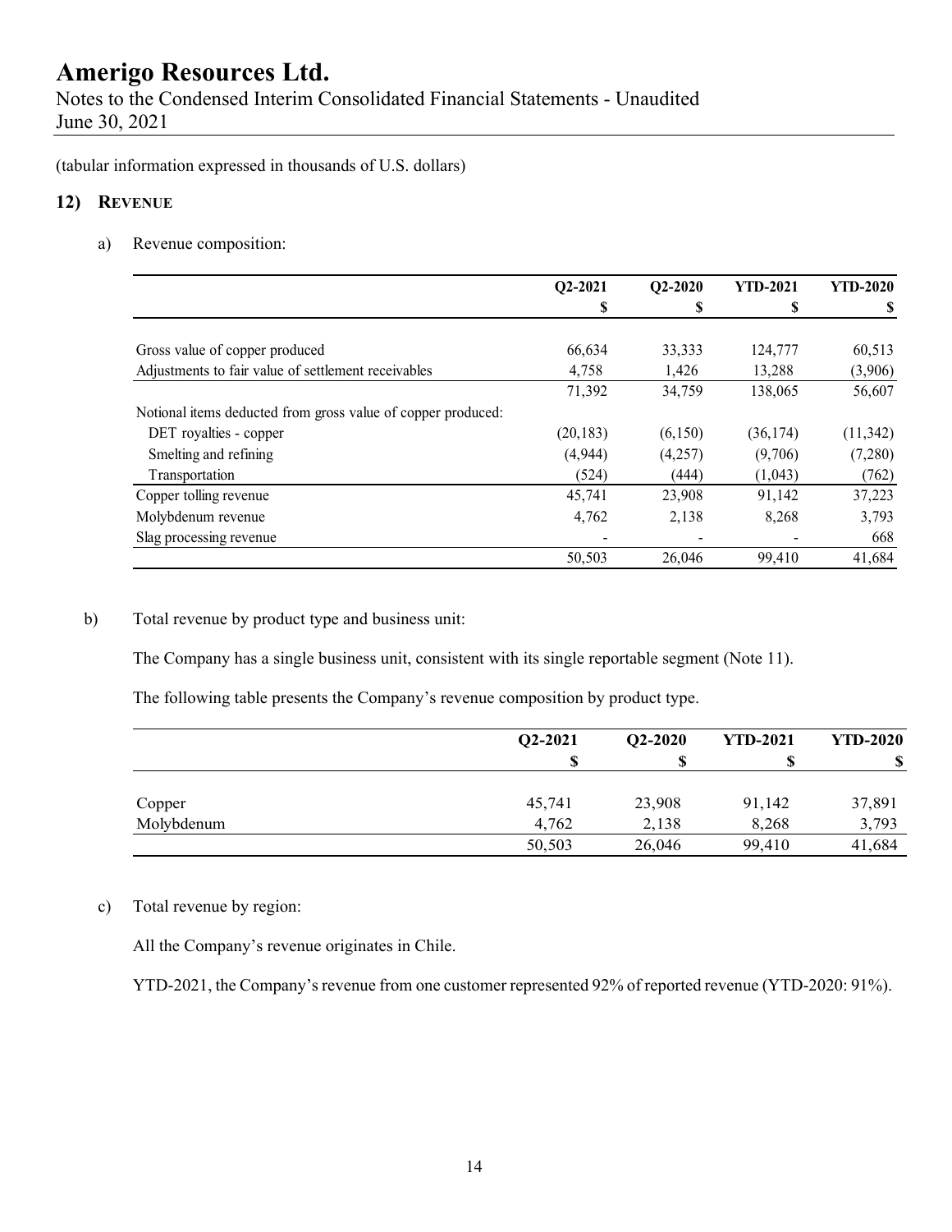# Amerigo Resources Ltd.

Notes to the Condensed Interim Consolidated Financial Statements - Unaudited
June 30, 2021

(tabular information expressed in thousands of U.S. dollars)

## 12) REVENUE

a) Revenue composition:

| | Q2-2021<br>$ | Q2-2020<br>$ | YTD-2021<br>$ | YTD-2020<br>$ |
|---|---|---|---|---|
| Gross value of copper produced | 66,634 | 33,333 | 124,777 | 60,513 |
| Adjustments to fair value of settlement receivables | 4,758 | 1,426 | 13,288 | (3,906) |
| | 71,392 | 34,759 | 138,065 | 56,607 |
| Notional items deducted from gross value of copper produced: | | | | |
| DET royalties - copper | (20,183) | (6,150) | (36,174) | (11,342) |
| Smelting and refining | (4,944) | (4,257) | (9,706) | (7,280) |
| Transportation | (524) | (444) | (1,043) | (762) |
| Copper tolling revenue | 45,741 | 23,908 | 91,142 | 37,223 |
| Molybdenum revenue | 4,762 | 2,138 | 8,268 | 3,793 |
| Slag processing revenue | - | - | - | 668 |
| | 50,503 | 26,046 | 99,410 | 41,684 |

b) Total revenue by product type and business unit:

The Company has a single business unit, consistent with its single reportable segment (Note 11).

The following table presents the Company's revenue composition by product type.

| | Q2-2021<br>$ | Q2-2020<br>$ | YTD-2021<br>$ | YTD-2020<br>$ |
|---|---|---|---|---|
| Copper | 45,741 | 23,908 | 91,142 | 37,891 |
| Molybdenum | 4,762 | 2,138 | 8,268 | 3,793 |
| | 50,503 | 26,046 | 99,410 | 41,684 |

c) Total revenue by region:

All the Company's revenue originates in Chile.

YTD-2021, the Company's revenue from one customer represented 92% of reported revenue (YTD-2020: 91%).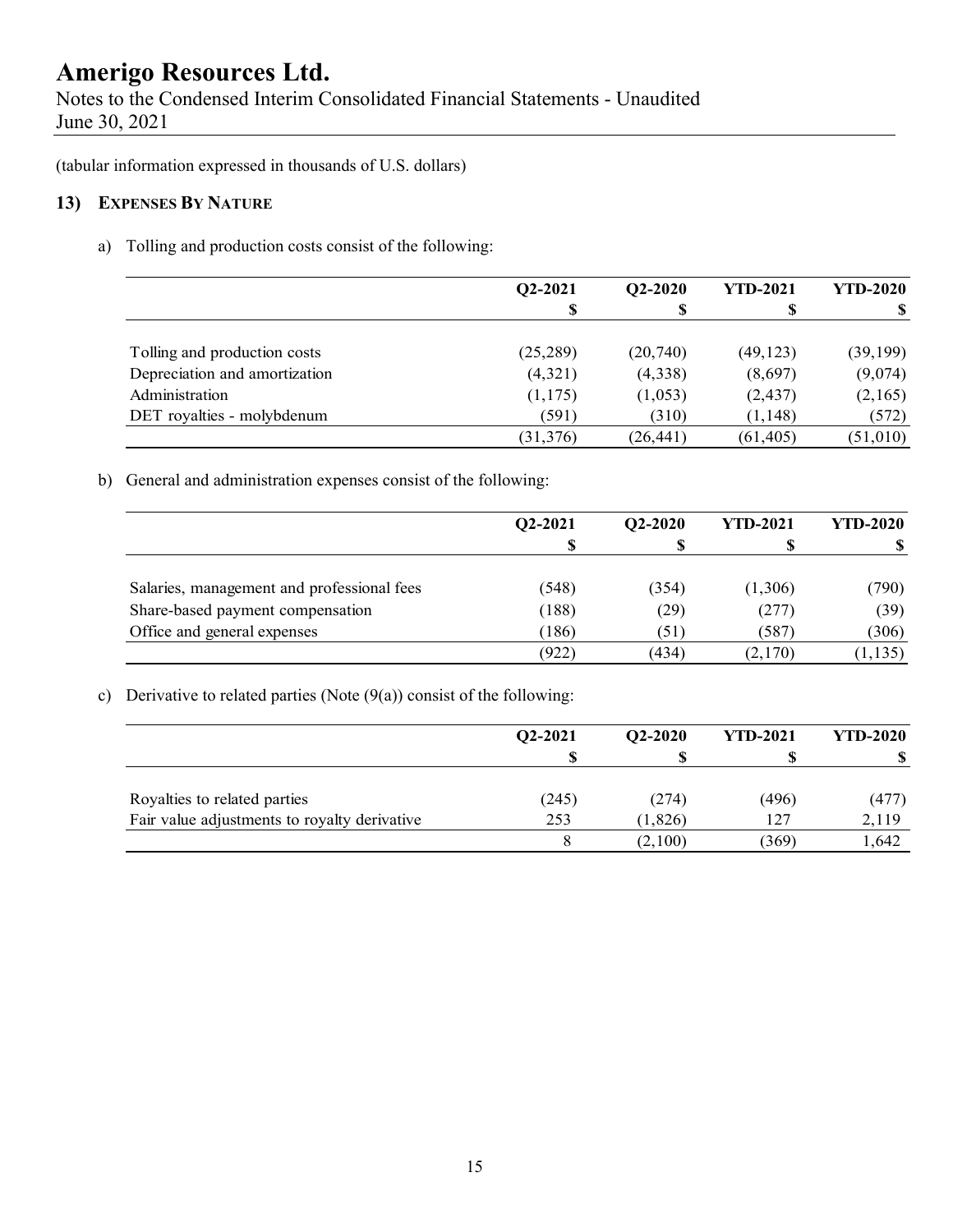(tabular information expressed in thousands of U.S. dollars)

## 13) Expenses By Nature

a) Tolling and production costs consist of the following:

| | Q2-2021<br>$ | Q2-2020<br>$ | YTD-2021<br>$ | YTD-2020<br>$ |
|---|---|---|---|---|
| Tolling and production costs | (25,289) | (20,740) | (49,123) | (39,199) |
| Depreciation and amortization | (4,321) | (4,338) | (8,697) | (9,074) |
| Administration | (1,175) | (1,053) | (2,437) | (2,165) |
| DET royalties - molybdenum | (591) | (310) | (1,148) | (572) |
| | (31,376) | (26,441) | (61,405) | (51,010) |

b) General and administration expenses consist of the following:

| | Q2-2021<br>$ | Q2-2020<br>$ | YTD-2021<br>$ | YTD-2020<br>$ |
|---|---|---|---|---|
| Salaries, management and professional fees | (548) | (354) | (1,306) | (790) |
| Share-based payment compensation | (188) | (29) | (277) | (39) |
| Office and general expenses | (186) | (51) | (587) | (306) |
| | (922) | (434) | (2,170) | (1,135) |

c) Derivative to related parties (Note (9(a)) consist of the following:

| | Q2-2021<br>$ | Q2-2020<br>$ | YTD-2021<br>$ | YTD-2020<br>$ |
|---|---|---|---|---|
| Royalties to related parties | (245) | (274) | (496) | (477) |
| Fair value adjustments to royalty derivative | 253 | (1,826) | 127 | 2,119 |
| | 8 | (2,100) | (369) | 1,642 |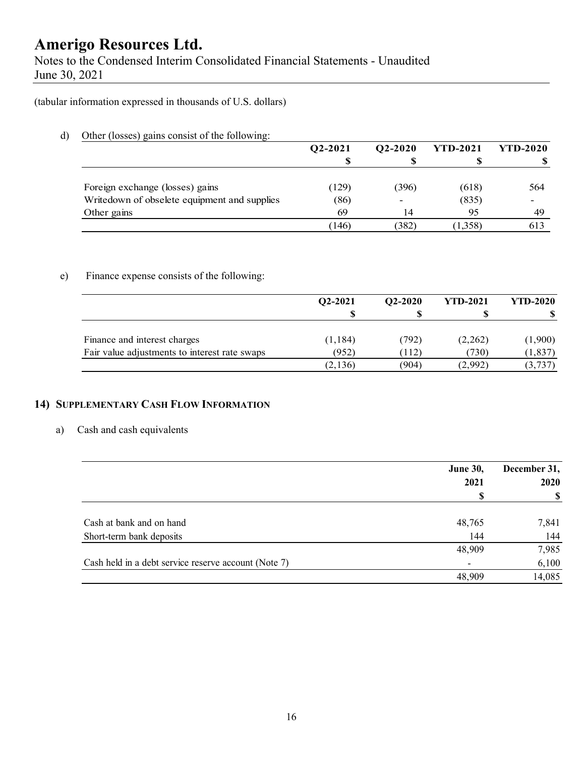(tabular information expressed in thousands of U.S. dollars)

d) Other (losses) gains consist of the following:

| | Q2-2021 | Q2-2020 | YTD-2021 | YTD-2020 |
|---|---|---|---|---|
| | $ | $ | $ | $ |
| Foreign exchange (losses) gains | (129) | (396) | (618) | 564 |
| Writedown of obselete equipment and supplies | (86) | - | (835) | - |
| Other gains | 69 | 14 | 95 | 49 |
| | (146) | (382) | (1,358) | 613 |

e) Finance expense consists of the following:

| | Q2-2021 | Q2-2020 | YTD-2021 | YTD-2020 |
|---|---|---|---|---|
| | $ | $ | $ | $ |
| Finance and interest charges | (1,184) | (792) | (2,262) | (1,900) |
| Fair value adjustments to interest rate swaps | (952) | (112) | (730) | (1,837) |
| | (2,136) | (904) | (2,992) | (3,737) |

## 14) SUPPLEMENTARY CASH FLOW INFORMATION

a) Cash and cash equivalents

| | June 30, 2021 | December 31, 2020 |
|---|---|---|
| | $ | $ |
| Cash at bank and on hand | 48,765 | 7,841 |
| Short-term bank deposits | 144 | 144 |
| | 48,909 | 7,985 |
| Cash held in a debt service reserve account (Note 7) | - | 6,100 |
| | 48,909 | 14,085 |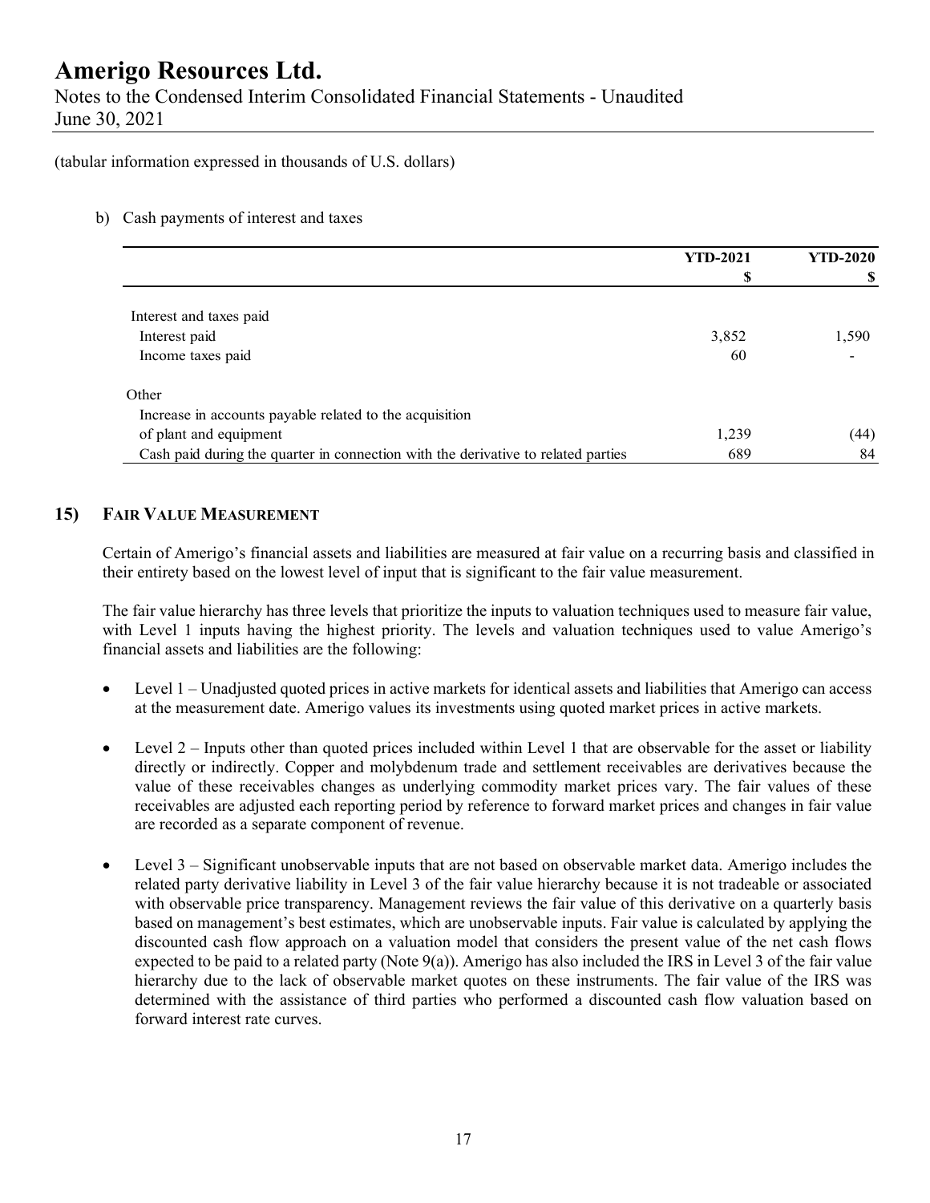(tabular information expressed in thousands of U.S. dollars)

b) Cash payments of interest and taxes

| | YTD-2021<br>$ | YTD-2020<br>$ |
|---|---|---|
| Interest and taxes paid | | |
| Interest paid | 3,852 | 1,590 |
| Income taxes paid | 60 | - |
| Other | | |
| Increase in accounts payable related to the acquisition of plant and equipment | 1,239 | (44) |
| Cash paid during the quarter in connection with the derivative to related parties | 689 | 84 |

## 15) FAIR VALUE MEASUREMENT

Certain of Amerigo's financial assets and liabilities are measured at fair value on a recurring basis and classified in their entirety based on the lowest level of input that is significant to the fair value measurement.

The fair value hierarchy has three levels that prioritize the inputs to valuation techniques used to measure fair value, with Level 1 inputs having the highest priority. The levels and valuation techniques used to value Amerigo's financial assets and liabilities are the following:

- Level 1 – Unadjusted quoted prices in active markets for identical assets and liabilities that Amerigo can access at the measurement date. Amerigo values its investments using quoted market prices in active markets.
- Level 2 – Inputs other than quoted prices included within Level 1 that are observable for the asset or liability directly or indirectly. Copper and molybdenum trade and settlement receivables are derivatives because the value of these receivables changes as underlying commodity market prices vary. The fair values of these receivables are adjusted each reporting period by reference to forward market prices and changes in fair value are recorded as a separate component of revenue.
- Level 3 – Significant unobservable inputs that are not based on observable market data. Amerigo includes the related party derivative liability in Level 3 of the fair value hierarchy because it is not tradeable or associated with observable price transparency. Management reviews the fair value of this derivative on a quarterly basis based on management's best estimates, which are unobservable inputs. Fair value is calculated by applying the discounted cash flow approach on a valuation model that considers the present value of the net cash flows expected to be paid to a related party (Note 9(a)). Amerigo has also included the IRS in Level 3 of the fair value hierarchy due to the lack of observable market quotes on these instruments. The fair value of the IRS was determined with the assistance of third parties who performed a discounted cash flow valuation based on forward interest rate curves.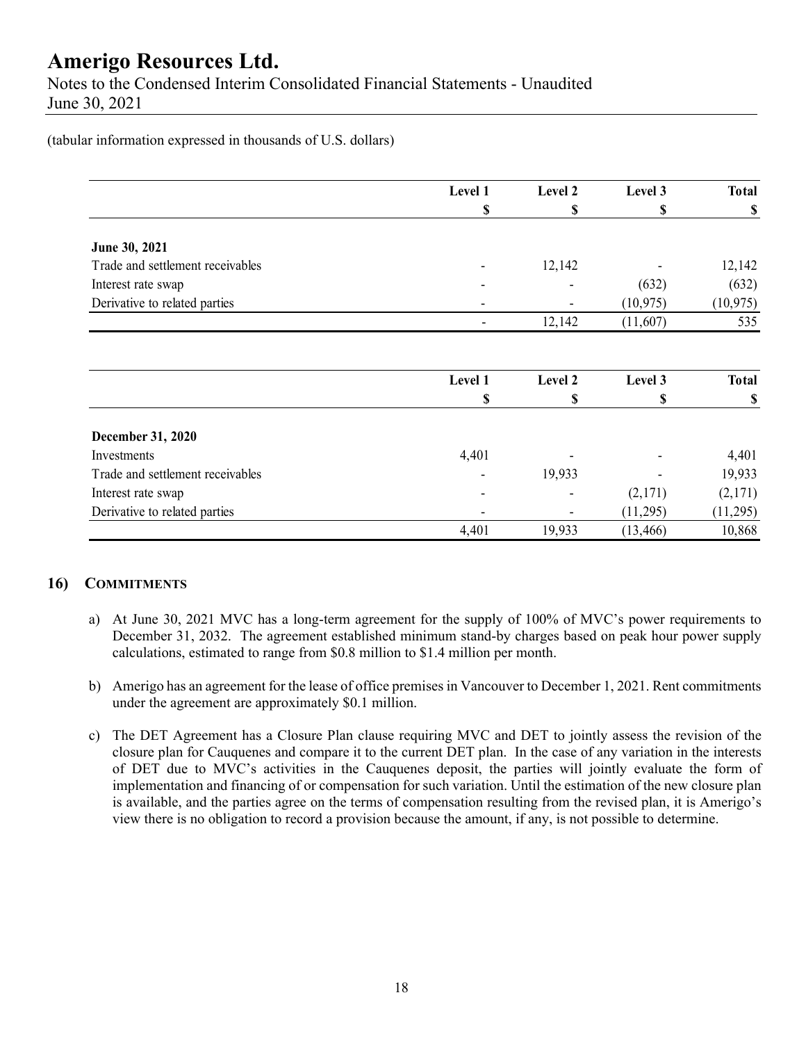(tabular information expressed in thousands of U.S. dollars)

| | Level 1 | Level 2 | Level 3 | Total |
|---|---|---|---|---|
| | $ | $ | $ | $ |
| **June 30, 2021** | | | | |
| Trade and settlement receivables | - | 12,142 | - | 12,142 |
| Interest rate swap | - | - | (632) | (632) |
| Derivative to related parties | - | - | (10,975) | (10,975) |
| | - | 12,142 | (11,607) | 535 |

| | Level 1 | Level 2 | Level 3 | Total |
|---|---|---|---|---|
| | $ | $ | $ | $ |
| **December 31, 2020** | | | | |
| Investments | 4,401 | - | - | 4,401 |
| Trade and settlement receivables | - | 19,933 | - | 19,933 |
| Interest rate swap | - | - | (2,171) | (2,171) |
| Derivative to related parties | - | - | (11,295) | (11,295) |
| | 4,401 | 19,933 | (13,466) | 10,868 |

## 16) COMMITMENTS

a) At June 30, 2021 MVC has a long-term agreement for the supply of 100% of MVC's power requirements to December 31, 2032. The agreement established minimum stand-by charges based on peak hour power supply calculations, estimated to range from $0.8 million to $1.4 million per month.

b) Amerigo has an agreement for the lease of office premises in Vancouver to December 1, 2021. Rent commitments under the agreement are approximately $0.1 million.

c) The DET Agreement has a Closure Plan clause requiring MVC and DET to jointly assess the revision of the closure plan for Cauquenes and compare it to the current DET plan. In the case of any variation in the interests of DET due to MVC's activities in the Cauquenes deposit, the parties will jointly evaluate the form of implementation and financing of or compensation for such variation. Until the estimation of the new closure plan is available, and the parties agree on the terms of compensation resulting from the revised plan, it is Amerigo's view there is no obligation to record a provision because the amount, if any, is not possible to determine.